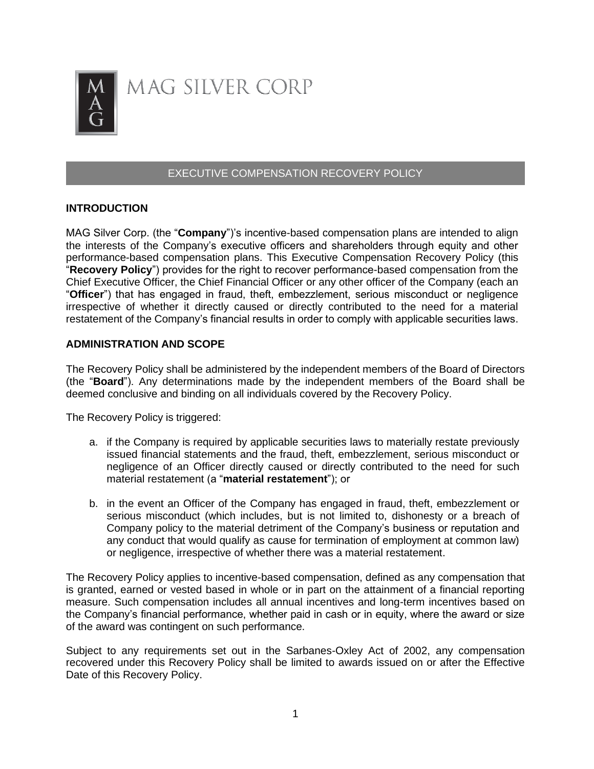# MAG SILVER CORP

## EXECUTIVE COMPENSATION RECOVERY POLICY

### INTRODUCTION

MAG Silver Corp. (the "**Company**")'s incentive-based compensation plans are intended to align the interests of the Company's executive officers and shareholders through equity and other performance-based compensation plans. This Executive Compensation Recovery Policy (this "**Recovery Policy**") provides for the right to recover performance-based compensation from the Chief Executive Officer, the Chief Financial Officer or any other officer of the Company (each an "**Officer**") that has engaged in fraud, theft, embezzlement, serious misconduct or negligence irrespective of whether it directly caused or directly contributed to the need for a material restatement of the Company's financial results in order to comply with applicable securities laws.

### ADMINISTRATION AND SCOPE

The Recovery Policy shall be administered by the independent members of the Board of Directors (the "**Board**"). Any determinations made by the independent members of the Board shall be deemed conclusive and binding on all individuals covered by the Recovery Policy.

The Recovery Policy is triggered:

a. if the Company is required by applicable securities laws to materially restate previously issued financial statements and the fraud, theft, embezzlement, serious misconduct or negligence of an Officer directly caused or directly contributed to the need for such material restatement (a "**material restatement**"); or

b. in the event an Officer of the Company has engaged in fraud, theft, embezzlement or serious misconduct (which includes, but is not limited to, dishonesty or a breach of Company policy to the material detriment of the Company's business or reputation and any conduct that would qualify as cause for termination of employment at common law) or negligence, irrespective of whether there was a material restatement.

The Recovery Policy applies to incentive-based compensation, defined as any compensation that is granted, earned or vested based in whole or in part on the attainment of a financial reporting measure. Such compensation includes all annual incentives and long-term incentives based on the Company's financial performance, whether paid in cash or in equity, where the award or size of the award was contingent on such performance.

Subject to any requirements set out in the Sarbanes-Oxley Act of 2002, any compensation recovered under this Recovery Policy shall be limited to awards issued on or after the Effective Date of this Recovery Policy.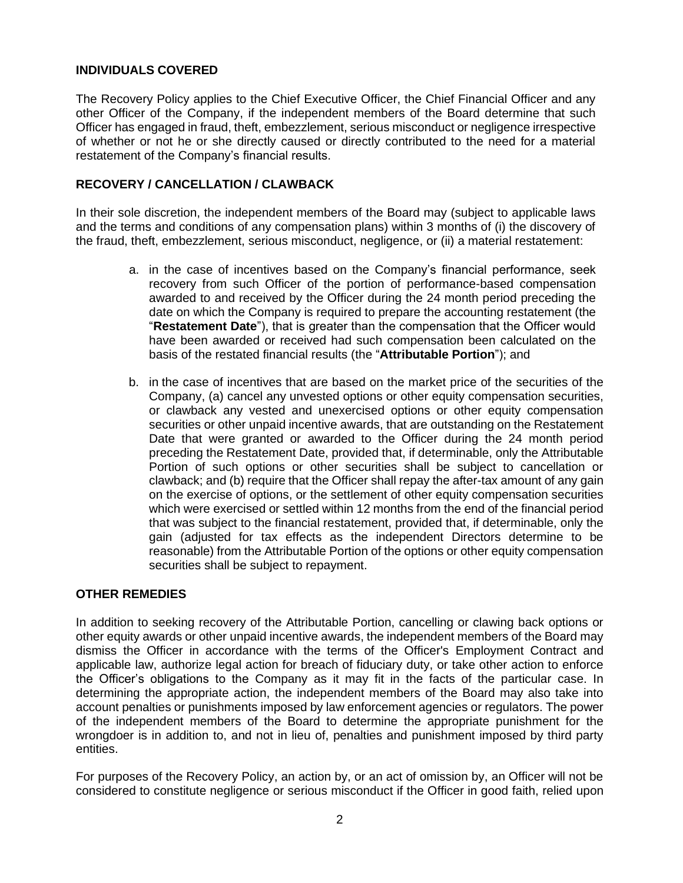## INDIVIDUALS COVERED

The Recovery Policy applies to the Chief Executive Officer, the Chief Financial Officer and any other Officer of the Company, if the independent members of the Board determine that such Officer has engaged in fraud, theft, embezzlement, serious misconduct or negligence irrespective of whether or not he or she directly caused or directly contributed to the need for a material restatement of the Company's financial results.

## RECOVERY / CANCELLATION / CLAWBACK

In their sole discretion, the independent members of the Board may (subject to applicable laws and the terms and conditions of any compensation plans) within 3 months of (i) the discovery of the fraud, theft, embezzlement, serious misconduct, negligence, or (ii) a material restatement:

a. in the case of incentives based on the Company's financial performance, seek recovery from such Officer of the portion of performance-based compensation awarded to and received by the Officer during the 24 month period preceding the date on which the Company is required to prepare the accounting restatement (the "**Restatement Date**"), that is greater than the compensation that the Officer would have been awarded or received had such compensation been calculated on the basis of the restated financial results (the "**Attributable Portion**"); and

b. in the case of incentives that are based on the market price of the securities of the Company, (a) cancel any unvested options or other equity compensation securities, or clawback any vested and unexercised options or other equity compensation securities or other unpaid incentive awards, that are outstanding on the Restatement Date that were granted or awarded to the Officer during the 24 month period preceding the Restatement Date, provided that, if determinable, only the Attributable Portion of such options or other securities shall be subject to cancellation or clawback; and (b) require that the Officer shall repay the after-tax amount of any gain on the exercise of options, or the settlement of other equity compensation securities which were exercised or settled within 12 months from the end of the financial period that was subject to the financial restatement, provided that, if determinable, only the gain (adjusted for tax effects as the independent Directors determine to be reasonable) from the Attributable Portion of the options or other equity compensation securities shall be subject to repayment.

## OTHER REMEDIES

In addition to seeking recovery of the Attributable Portion, cancelling or clawing back options or other equity awards or other unpaid incentive awards, the independent members of the Board may dismiss the Officer in accordance with the terms of the Officer's Employment Contract and applicable law, authorize legal action for breach of fiduciary duty, or take other action to enforce the Officer's obligations to the Company as it may fit in the facts of the particular case. In determining the appropriate action, the independent members of the Board may also take into account penalties or punishments imposed by law enforcement agencies or regulators. The power of the independent members of the Board to determine the appropriate punishment for the wrongdoer is in addition to, and not in lieu of, penalties and punishment imposed by third party entities.

For purposes of the Recovery Policy, an action by, or an act of omission by, an Officer will not be considered to constitute negligence or serious misconduct if the Officer in good faith, relied upon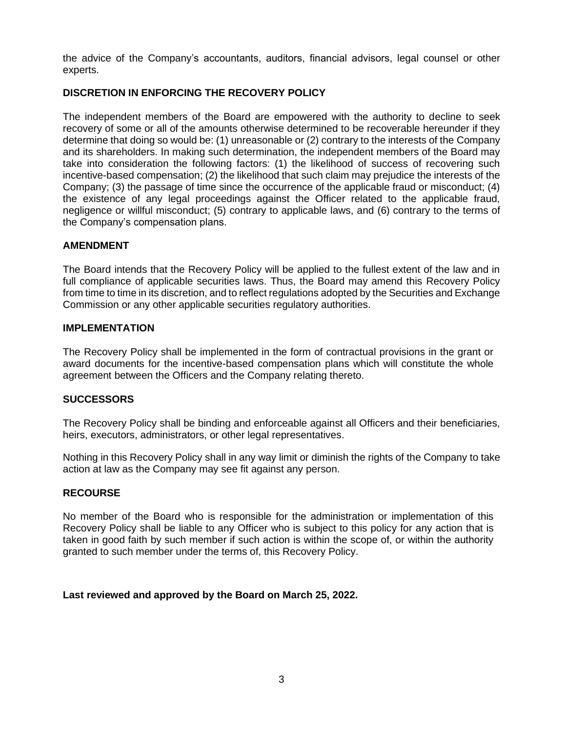the advice of the Company's accountants, auditors, financial advisors, legal counsel or other experts.

## DISCRETION IN ENFORCING THE RECOVERY POLICY

The independent members of the Board are empowered with the authority to decline to seek recovery of some or all of the amounts otherwise determined to be recoverable hereunder if they determine that doing so would be: (1) unreasonable or (2) contrary to the interests of the Company and its shareholders. In making such determination, the independent members of the Board may take into consideration the following factors: (1) the likelihood of success of recovering such incentive-based compensation; (2) the likelihood that such claim may prejudice the interests of the Company; (3) the passage of time since the occurrence of the applicable fraud or misconduct; (4) the existence of any legal proceedings against the Officer related to the applicable fraud, negligence or willful misconduct; (5) contrary to applicable laws, and (6) contrary to the terms of the Company's compensation plans.

## AMENDMENT

The Board intends that the Recovery Policy will be applied to the fullest extent of the law and in full compliance of applicable securities laws. Thus, the Board may amend this Recovery Policy from time to time in its discretion, and to reflect regulations adopted by the Securities and Exchange Commission or any other applicable securities regulatory authorities.

## IMPLEMENTATION

The Recovery Policy shall be implemented in the form of contractual provisions in the grant or award documents for the incentive-based compensation plans which will constitute the whole agreement between the Officers and the Company relating thereto.

## SUCCESSORS

The Recovery Policy shall be binding and enforceable against all Officers and their beneficiaries, heirs, executors, administrators, or other legal representatives.

Nothing in this Recovery Policy shall in any way limit or diminish the rights of the Company to take action at law as the Company may see fit against any person.

## RECOURSE

No member of the Board who is responsible for the administration or implementation of this Recovery Policy shall be liable to any Officer who is subject to this policy for any action that is taken in good faith by such member if such action is within the scope of, or within the authority granted to such member under the terms of, this Recovery Policy.

**Last reviewed and approved by the Board on March 25, 2022.**